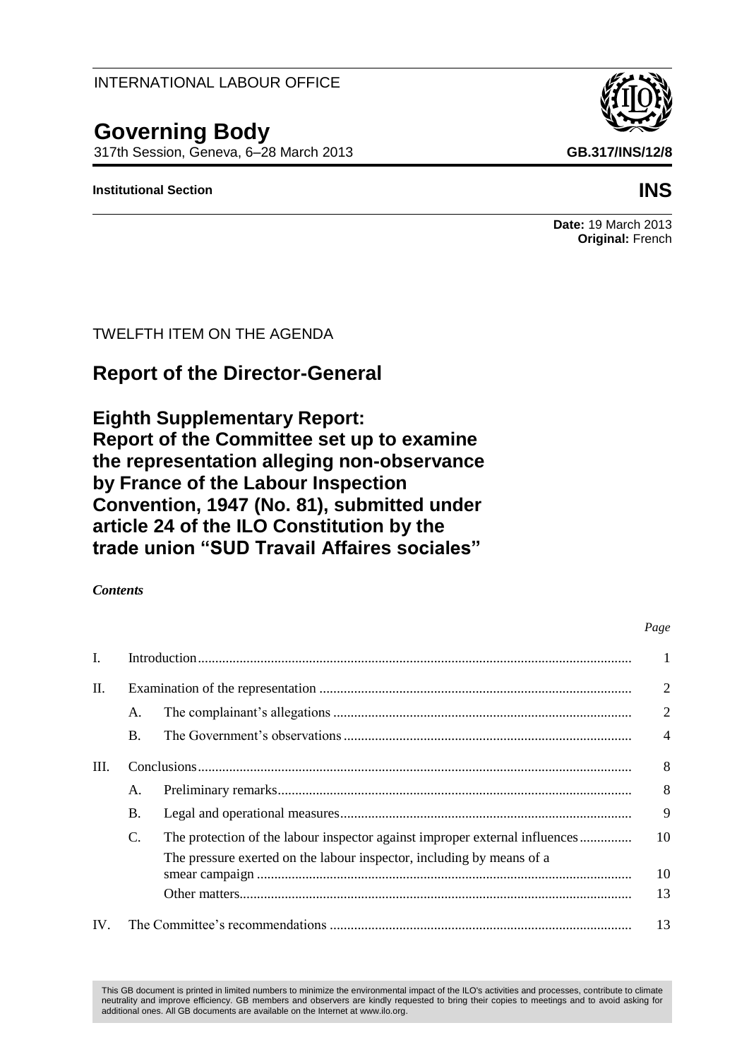INTERNATIONAL LABOUR OFFICE

# Governing Body

317th Session, Geneva, 6–28 March 2013

**GB.317/INS/12/8**

**Institutional Section**

**INS**

**Date:** 19 March 2013
**Original:** French

TWELFTH ITEM ON THE AGENDA

## Report of the Director-General

## Eighth Supplementary Report: Report of the Committee set up to examine the representation alleging non-observance by France of the Labour Inspection Convention, 1947 (No. 81), submitted under article 24 of the ILO Constitution by the trade union "SUD Travail Affaires sociales"

***Contents***

| | | | *Page* |
|---|---|---|---|
| I. | Introduction | | 1 |
| II. | Examination of the representation | | 2 |
| | A. | The complainant's allegations | 2 |
| | B. | The Government's observations | 4 |
| III. | Conclusions | | 8 |
| | A. | Preliminary remarks | 8 |
| | B. | Legal and operational measures | 9 |
| | C. | The protection of the labour inspector against improper external influences | 10 |
| | | The pressure exerted on the labour inspector, including by means of a smear campaign | 10 |
| | | Other matters | 13 |
| IV. | The Committee's recommendations | | 13 |

This GB document is printed in limited numbers to minimize the environmental impact of the ILO's activities and processes, contribute to climate neutrality and improve efficiency. GB members and observers are kindly requested to bring their copies to meetings and to avoid asking for additional ones. All GB documents are available on the Internet at www.ilo.org.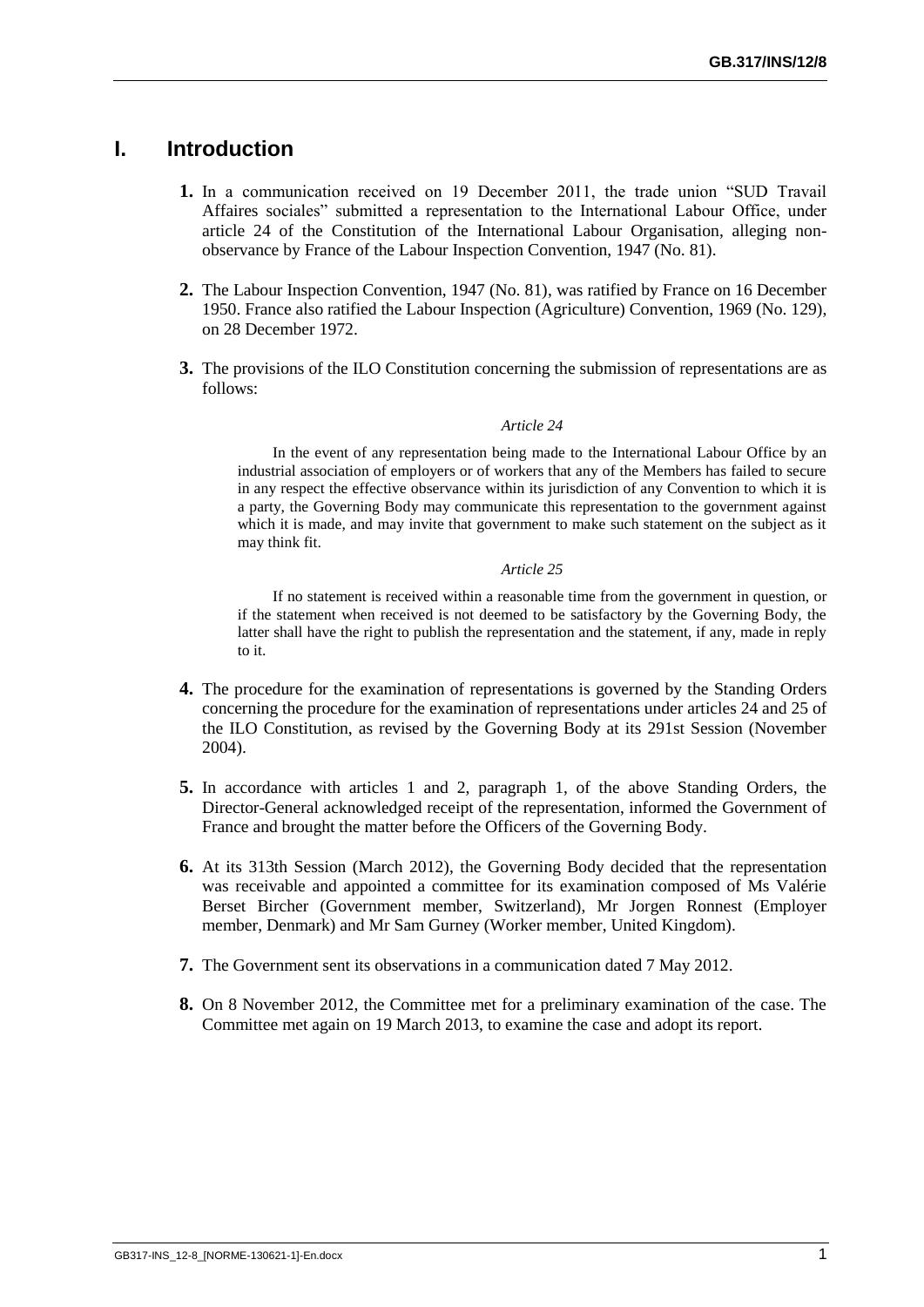# I. Introduction

**1.** In a communication received on 19 December 2011, the trade union "SUD Travail Affaires sociales" submitted a representation to the International Labour Office, under article 24 of the Constitution of the International Labour Organisation, alleging non-observance by France of the Labour Inspection Convention, 1947 (No. 81).

**2.** The Labour Inspection Convention, 1947 (No. 81), was ratified by France on 16 December 1950. France also ratified the Labour Inspection (Agriculture) Convention, 1969 (No. 129), on 28 December 1972.

**3.** The provisions of the ILO Constitution concerning the submission of representations are as follows:

> *Article 24*
>
> In the event of any representation being made to the International Labour Office by an industrial association of employers or of workers that any of the Members has failed to secure in any respect the effective observance within its jurisdiction of any Convention to which it is a party, the Governing Body may communicate this representation to the government against which it is made, and may invite that government to make such statement on the subject as it may think fit.
>
> *Article 25*
>
> If no statement is received within a reasonable time from the government in question, or if the statement when received is not deemed to be satisfactory by the Governing Body, the latter shall have the right to publish the representation and the statement, if any, made in reply to it.

**4.** The procedure for the examination of representations is governed by the Standing Orders concerning the procedure for the examination of representations under articles 24 and 25 of the ILO Constitution, as revised by the Governing Body at its 291st Session (November 2004).

**5.** In accordance with articles 1 and 2, paragraph 1, of the above Standing Orders, the Director-General acknowledged receipt of the representation, informed the Government of France and brought the matter before the Officers of the Governing Body.

**6.** At its 313th Session (March 2012), the Governing Body decided that the representation was receivable and appointed a committee for its examination composed of Ms Valérie Berset Bircher (Government member, Switzerland), Mr Jorgen Ronnest (Employer member, Denmark) and Mr Sam Gurney (Worker member, United Kingdom).

**7.** The Government sent its observations in a communication dated 7 May 2012.

**8.** On 8 November 2012, the Committee met for a preliminary examination of the case. The Committee met again on 19 March 2013, to examine the case and adopt its report.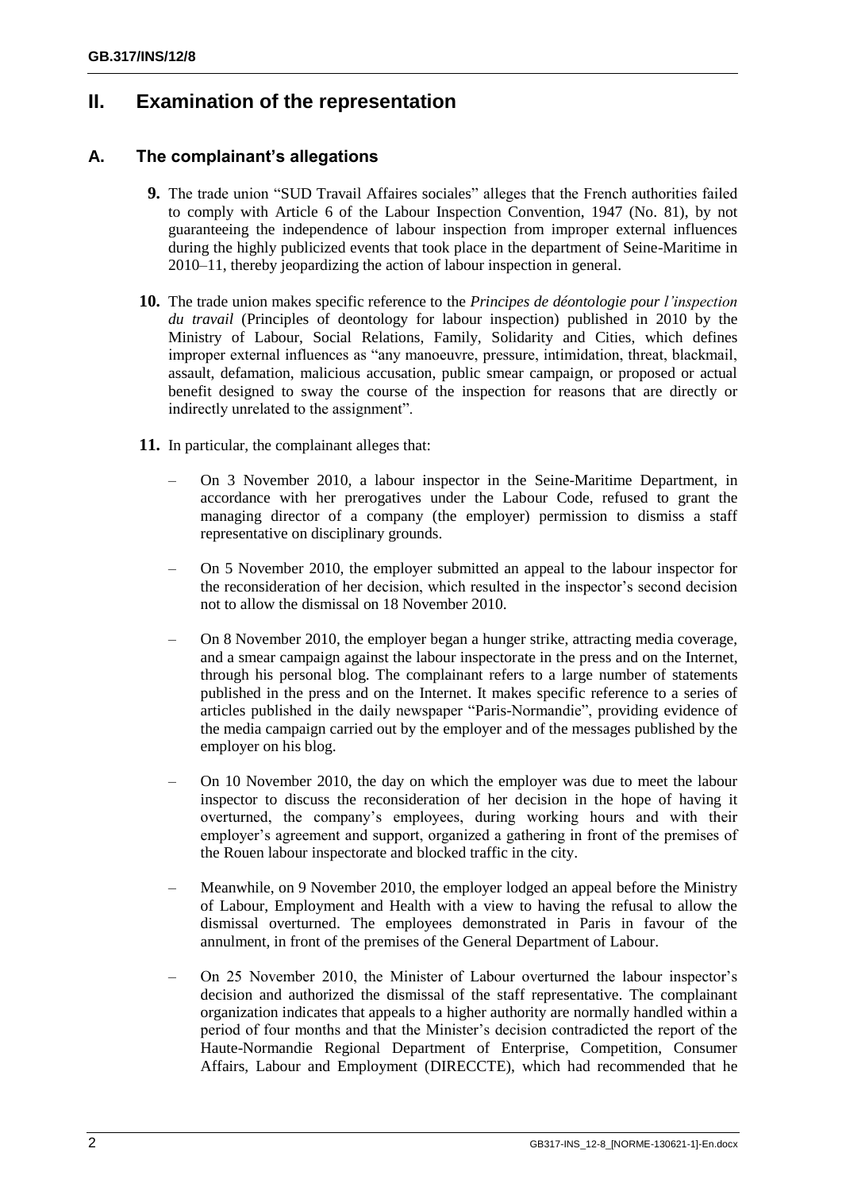# II. Examination of the representation

## A. The complainant's allegations

**9.** The trade union "SUD Travail Affaires sociales" alleges that the French authorities failed to comply with Article 6 of the Labour Inspection Convention, 1947 (No. 81), by not guaranteeing the independence of labour inspection from improper external influences during the highly publicized events that took place in the department of Seine-Maritime in 2010–11, thereby jeopardizing the action of labour inspection in general.

**10.** The trade union makes specific reference to the *Principes de déontologie pour l'inspection du travail* (Principles of deontology for labour inspection) published in 2010 by the Ministry of Labour, Social Relations, Family, Solidarity and Cities, which defines improper external influences as "any manoeuvre, pressure, intimidation, threat, blackmail, assault, defamation, malicious accusation, public smear campaign, or proposed or actual benefit designed to sway the course of the inspection for reasons that are directly or indirectly unrelated to the assignment".

**11.** In particular, the complainant alleges that:

– On 3 November 2010, a labour inspector in the Seine-Maritime Department, in accordance with her prerogatives under the Labour Code, refused to grant the managing director of a company (the employer) permission to dismiss a staff representative on disciplinary grounds.

– On 5 November 2010, the employer submitted an appeal to the labour inspector for the reconsideration of her decision, which resulted in the inspector's second decision not to allow the dismissal on 18 November 2010.

– On 8 November 2010, the employer began a hunger strike, attracting media coverage, and a smear campaign against the labour inspectorate in the press and on the Internet, through his personal blog. The complainant refers to a large number of statements published in the press and on the Internet. It makes specific reference to a series of articles published in the daily newspaper "Paris-Normandie", providing evidence of the media campaign carried out by the employer and of the messages published by the employer on his blog.

– On 10 November 2010, the day on which the employer was due to meet the labour inspector to discuss the reconsideration of her decision in the hope of having it overturned, the company's employees, during working hours and with their employer's agreement and support, organized a gathering in front of the premises of the Rouen labour inspectorate and blocked traffic in the city.

– Meanwhile, on 9 November 2010, the employer lodged an appeal before the Ministry of Labour, Employment and Health with a view to having the refusal to allow the dismissal overturned. The employees demonstrated in Paris in favour of the annulment, in front of the premises of the General Department of Labour.

– On 25 November 2010, the Minister of Labour overturned the labour inspector's decision and authorized the dismissal of the staff representative. The complainant organization indicates that appeals to a higher authority are normally handled within a period of four months and that the Minister's decision contradicted the report of the Haute-Normandie Regional Department of Enterprise, Competition, Consumer Affairs, Labour and Employment (DIRECCTE), which had recommended that he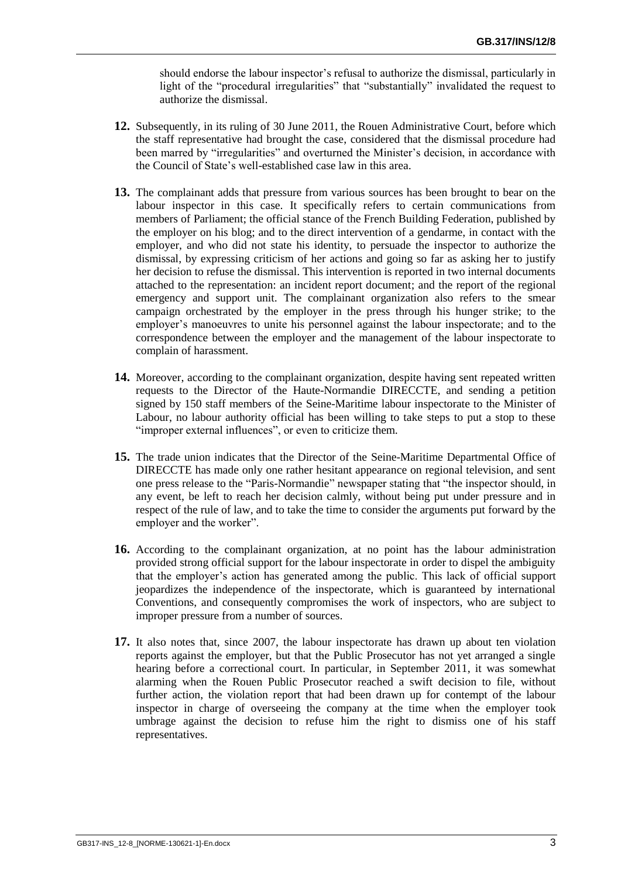should endorse the labour inspector's refusal to authorize the dismissal, particularly in light of the "procedural irregularities" that "substantially" invalidated the request to authorize the dismissal.

**12.** Subsequently, in its ruling of 30 June 2011, the Rouen Administrative Court, before which the staff representative had brought the case, considered that the dismissal procedure had been marred by "irregularities" and overturned the Minister's decision, in accordance with the Council of State's well-established case law in this area.

**13.** The complainant adds that pressure from various sources has been brought to bear on the labour inspector in this case. It specifically refers to certain communications from members of Parliament; the official stance of the French Building Federation, published by the employer on his blog; and to the direct intervention of a gendarme, in contact with the employer, and who did not state his identity, to persuade the inspector to authorize the dismissal, by expressing criticism of her actions and going so far as asking her to justify her decision to refuse the dismissal. This intervention is reported in two internal documents attached to the representation: an incident report document; and the report of the regional emergency and support unit. The complainant organization also refers to the smear campaign orchestrated by the employer in the press through his hunger strike; to the employer's manoeuvres to unite his personnel against the labour inspectorate; and to the correspondence between the employer and the management of the labour inspectorate to complain of harassment.

**14.** Moreover, according to the complainant organization, despite having sent repeated written requests to the Director of the Haute-Normandie DIRECCTE, and sending a petition signed by 150 staff members of the Seine-Maritime labour inspectorate to the Minister of Labour, no labour authority official has been willing to take steps to put a stop to these "improper external influences", or even to criticize them.

**15.** The trade union indicates that the Director of the Seine-Maritime Departmental Office of DIRECCTE has made only one rather hesitant appearance on regional television, and sent one press release to the "Paris-Normandie" newspaper stating that "the inspector should, in any event, be left to reach her decision calmly, without being put under pressure and in respect of the rule of law, and to take the time to consider the arguments put forward by the employer and the worker".

**16.** According to the complainant organization, at no point has the labour administration provided strong official support for the labour inspectorate in order to dispel the ambiguity that the employer's action has generated among the public. This lack of official support jeopardizes the independence of the inspectorate, which is guaranteed by international Conventions, and consequently compromises the work of inspectors, who are subject to improper pressure from a number of sources.

**17.** It also notes that, since 2007, the labour inspectorate has drawn up about ten violation reports against the employer, but that the Public Prosecutor has not yet arranged a single hearing before a correctional court. In particular, in September 2011, it was somewhat alarming when the Rouen Public Prosecutor reached a swift decision to file, without further action, the violation report that had been drawn up for contempt of the labour inspector in charge of overseeing the company at the time when the employer took umbrage against the decision to refuse him the right to dismiss one of his staff representatives.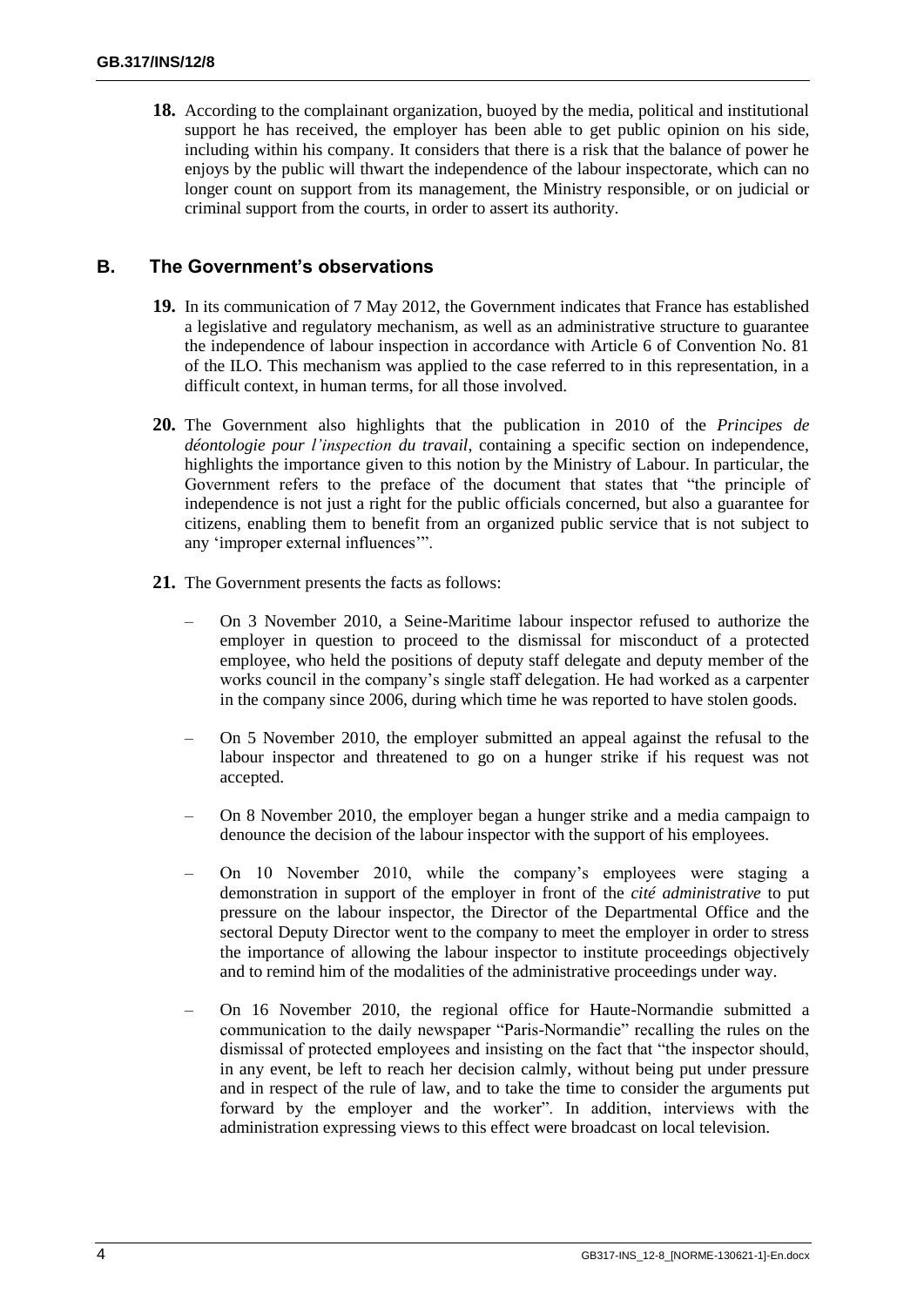**18.** According to the complainant organization, buoyed by the media, political and institutional support he has received, the employer has been able to get public opinion on his side, including within his company. It considers that there is a risk that the balance of power he enjoys by the public will thwart the independence of the labour inspectorate, which can no longer count on support from its management, the Ministry responsible, or on judicial or criminal support from the courts, in order to assert its authority.

## B. The Government's observations

**19.** In its communication of 7 May 2012, the Government indicates that France has established a legislative and regulatory mechanism, as well as an administrative structure to guarantee the independence of labour inspection in accordance with Article 6 of Convention No. 81 of the ILO. This mechanism was applied to the case referred to in this representation, in a difficult context, in human terms, for all those involved.

**20.** The Government also highlights that the publication in 2010 of the *Principes de déontologie pour l'inspection du travail*, containing a specific section on independence, highlights the importance given to this notion by the Ministry of Labour. In particular, the Government refers to the preface of the document that states that "the principle of independence is not just a right for the public officials concerned, but also a guarantee for citizens, enabling them to benefit from an organized public service that is not subject to any 'improper external influences'".

**21.** The Government presents the facts as follows:

- On 3 November 2010, a Seine-Maritime labour inspector refused to authorize the employer in question to proceed to the dismissal for misconduct of a protected employee, who held the positions of deputy staff delegate and deputy member of the works council in the company's single staff delegation. He had worked as a carpenter in the company since 2006, during which time he was reported to have stolen goods.
- On 5 November 2010, the employer submitted an appeal against the refusal to the labour inspector and threatened to go on a hunger strike if his request was not accepted.
- On 8 November 2010, the employer began a hunger strike and a media campaign to denounce the decision of the labour inspector with the support of his employees.
- On 10 November 2010, while the company's employees were staging a demonstration in support of the employer in front of the *cité administrative* to put pressure on the labour inspector, the Director of the Departmental Office and the sectoral Deputy Director went to the company to meet the employer in order to stress the importance of allowing the labour inspector to institute proceedings objectively and to remind him of the modalities of the administrative proceedings under way.
- On 16 November 2010, the regional office for Haute-Normandie submitted a communication to the daily newspaper "Paris-Normandie" recalling the rules on the dismissal of protected employees and insisting on the fact that "the inspector should, in any event, be left to reach her decision calmly, without being put under pressure and in respect of the rule of law, and to take the time to consider the arguments put forward by the employer and the worker". In addition, interviews with the administration expressing views to this effect were broadcast on local television.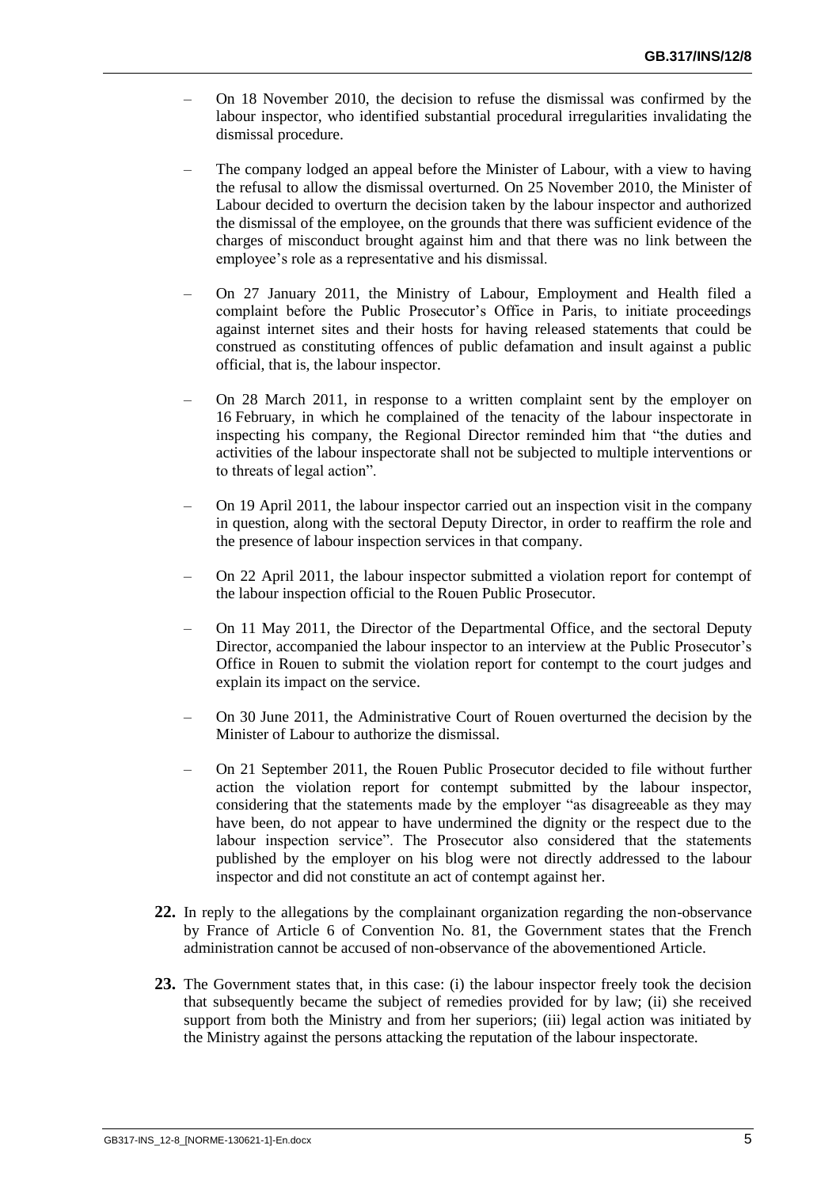- On 18 November 2010, the decision to refuse the dismissal was confirmed by the labour inspector, who identified substantial procedural irregularities invalidating the dismissal procedure.
- The company lodged an appeal before the Minister of Labour, with a view to having the refusal to allow the dismissal overturned. On 25 November 2010, the Minister of Labour decided to overturn the decision taken by the labour inspector and authorized the dismissal of the employee, on the grounds that there was sufficient evidence of the charges of misconduct brought against him and that there was no link between the employee's role as a representative and his dismissal.
- On 27 January 2011, the Ministry of Labour, Employment and Health filed a complaint before the Public Prosecutor's Office in Paris, to initiate proceedings against internet sites and their hosts for having released statements that could be construed as constituting offences of public defamation and insult against a public official, that is, the labour inspector.
- On 28 March 2011, in response to a written complaint sent by the employer on 16 February, in which he complained of the tenacity of the labour inspectorate in inspecting his company, the Regional Director reminded him that "the duties and activities of the labour inspectorate shall not be subjected to multiple interventions or to threats of legal action".
- On 19 April 2011, the labour inspector carried out an inspection visit in the company in question, along with the sectoral Deputy Director, in order to reaffirm the role and the presence of labour inspection services in that company.
- On 22 April 2011, the labour inspector submitted a violation report for contempt of the labour inspection official to the Rouen Public Prosecutor.
- On 11 May 2011, the Director of the Departmental Office, and the sectoral Deputy Director, accompanied the labour inspector to an interview at the Public Prosecutor's Office in Rouen to submit the violation report for contempt to the court judges and explain its impact on the service.
- On 30 June 2011, the Administrative Court of Rouen overturned the decision by the Minister of Labour to authorize the dismissal.
- On 21 September 2011, the Rouen Public Prosecutor decided to file without further action the violation report for contempt submitted by the labour inspector, considering that the statements made by the employer "as disagreeable as they may have been, do not appear to have undermined the dignity or the respect due to the labour inspection service". The Prosecutor also considered that the statements published by the employer on his blog were not directly addressed to the labour inspector and did not constitute an act of contempt against her.

**22.** In reply to the allegations by the complainant organization regarding the non-observance by France of Article 6 of Convention No. 81, the Government states that the French administration cannot be accused of non-observance of the abovementioned Article.

**23.** The Government states that, in this case: (i) the labour inspector freely took the decision that subsequently became the subject of remedies provided for by law; (ii) she received support from both the Ministry and from her superiors; (iii) legal action was initiated by the Ministry against the persons attacking the reputation of the labour inspectorate.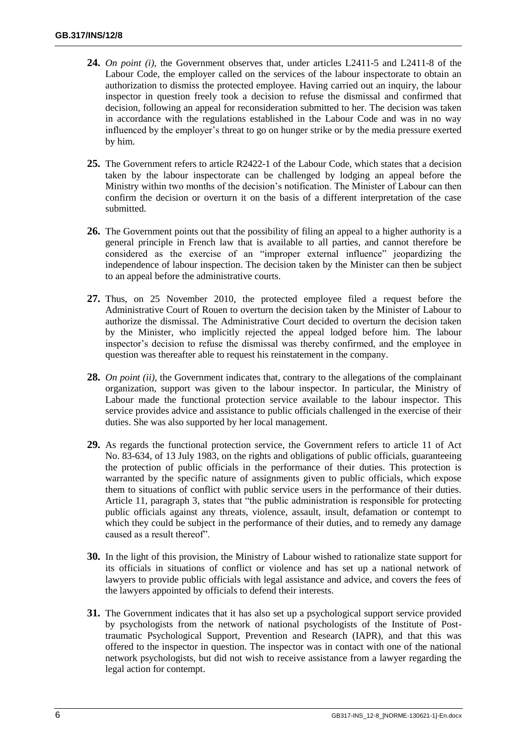**24.** *On point (i)*, the Government observes that, under articles L2411-5 and L2411-8 of the Labour Code, the employer called on the services of the labour inspectorate to obtain an authorization to dismiss the protected employee. Having carried out an inquiry, the labour inspector in question freely took a decision to refuse the dismissal and confirmed that decision, following an appeal for reconsideration submitted to her. The decision was taken in accordance with the regulations established in the Labour Code and was in no way influenced by the employer's threat to go on hunger strike or by the media pressure exerted by him.

**25.** The Government refers to article R2422-1 of the Labour Code, which states that a decision taken by the labour inspectorate can be challenged by lodging an appeal before the Ministry within two months of the decision's notification. The Minister of Labour can then confirm the decision or overturn it on the basis of a different interpretation of the case submitted.

**26.** The Government points out that the possibility of filing an appeal to a higher authority is a general principle in French law that is available to all parties, and cannot therefore be considered as the exercise of an "improper external influence" jeopardizing the independence of labour inspection. The decision taken by the Minister can then be subject to an appeal before the administrative courts.

**27.** Thus, on 25 November 2010, the protected employee filed a request before the Administrative Court of Rouen to overturn the decision taken by the Minister of Labour to authorize the dismissal. The Administrative Court decided to overturn the decision taken by the Minister, who implicitly rejected the appeal lodged before him. The labour inspector's decision to refuse the dismissal was thereby confirmed, and the employee in question was thereafter able to request his reinstatement in the company.

**28.** *On point (ii)*, the Government indicates that, contrary to the allegations of the complainant organization, support was given to the labour inspector. In particular, the Ministry of Labour made the functional protection service available to the labour inspector. This service provides advice and assistance to public officials challenged in the exercise of their duties. She was also supported by her local management.

**29.** As regards the functional protection service, the Government refers to article 11 of Act No. 83-634, of 13 July 1983, on the rights and obligations of public officials, guaranteeing the protection of public officials in the performance of their duties. This protection is warranted by the specific nature of assignments given to public officials, which expose them to situations of conflict with public service users in the performance of their duties. Article 11, paragraph 3, states that "the public administration is responsible for protecting public officials against any threats, violence, assault, insult, defamation or contempt to which they could be subject in the performance of their duties, and to remedy any damage caused as a result thereof".

**30.** In the light of this provision, the Ministry of Labour wished to rationalize state support for its officials in situations of conflict or violence and has set up a national network of lawyers to provide public officials with legal assistance and advice, and covers the fees of the lawyers appointed by officials to defend their interests.

**31.** The Government indicates that it has also set up a psychological support service provided by psychologists from the network of national psychologists of the Institute of Post-traumatic Psychological Support, Prevention and Research (IAPR), and that this was offered to the inspector in question. The inspector was in contact with one of the national network psychologists, but did not wish to receive assistance from a lawyer regarding the legal action for contempt.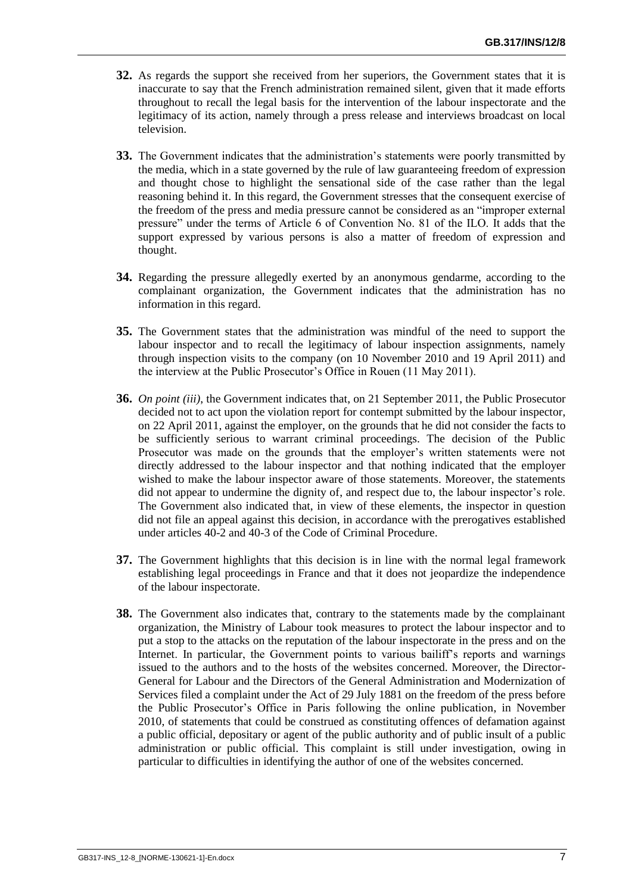**32.** As regards the support she received from her superiors, the Government states that it is inaccurate to say that the French administration remained silent, given that it made efforts throughout to recall the legal basis for the intervention of the labour inspectorate and the legitimacy of its action, namely through a press release and interviews broadcast on local television.

**33.** The Government indicates that the administration's statements were poorly transmitted by the media, which in a state governed by the rule of law guaranteeing freedom of expression and thought chose to highlight the sensational side of the case rather than the legal reasoning behind it. In this regard, the Government stresses that the consequent exercise of the freedom of the press and media pressure cannot be considered as an "improper external pressure" under the terms of Article 6 of Convention No. 81 of the ILO. It adds that the support expressed by various persons is also a matter of freedom of expression and thought.

**34.** Regarding the pressure allegedly exerted by an anonymous gendarme, according to the complainant organization, the Government indicates that the administration has no information in this regard.

**35.** The Government states that the administration was mindful of the need to support the labour inspector and to recall the legitimacy of labour inspection assignments, namely through inspection visits to the company (on 10 November 2010 and 19 April 2011) and the interview at the Public Prosecutor's Office in Rouen (11 May 2011).

**36.** *On point (iii)*, the Government indicates that, on 21 September 2011, the Public Prosecutor decided not to act upon the violation report for contempt submitted by the labour inspector, on 22 April 2011, against the employer, on the grounds that he did not consider the facts to be sufficiently serious to warrant criminal proceedings. The decision of the Public Prosecutor was made on the grounds that the employer's written statements were not directly addressed to the labour inspector and that nothing indicated that the employer wished to make the labour inspector aware of those statements. Moreover, the statements did not appear to undermine the dignity of, and respect due to, the labour inspector's role. The Government also indicated that, in view of these elements, the inspector in question did not file an appeal against this decision, in accordance with the prerogatives established under articles 40-2 and 40-3 of the Code of Criminal Procedure.

**37.** The Government highlights that this decision is in line with the normal legal framework establishing legal proceedings in France and that it does not jeopardize the independence of the labour inspectorate.

**38.** The Government also indicates that, contrary to the statements made by the complainant organization, the Ministry of Labour took measures to protect the labour inspector and to put a stop to the attacks on the reputation of the labour inspectorate in the press and on the Internet. In particular, the Government points to various bailiff's reports and warnings issued to the authors and to the hosts of the websites concerned. Moreover, the Director-General for Labour and the Directors of the General Administration and Modernization of Services filed a complaint under the Act of 29 July 1881 on the freedom of the press before the Public Prosecutor's Office in Paris following the online publication, in November 2010, of statements that could be construed as constituting offences of defamation against a public official, depositary or agent of the public authority and of public insult of a public administration or public official. This complaint is still under investigation, owing in particular to difficulties in identifying the author of one of the websites concerned.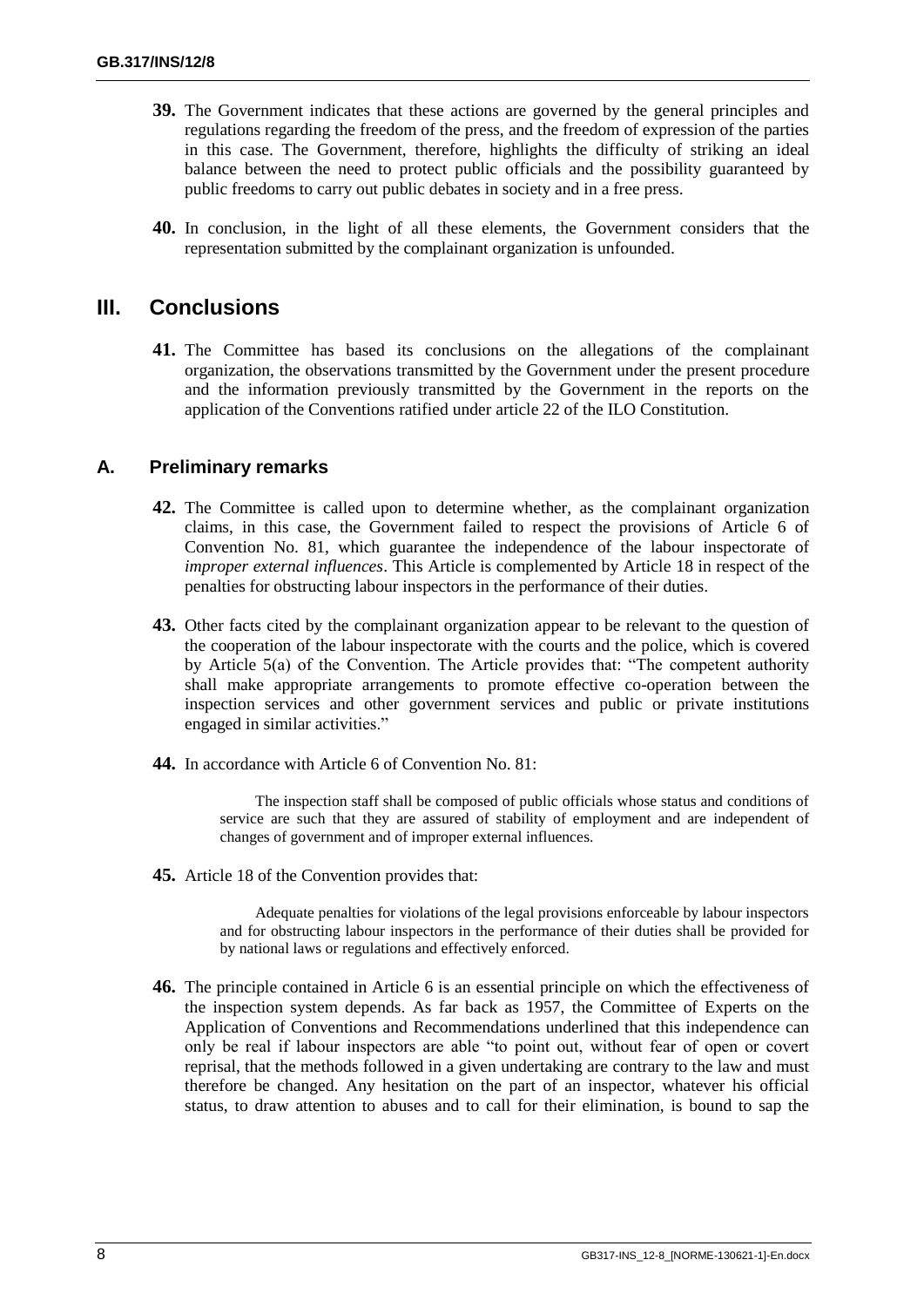**39.** The Government indicates that these actions are governed by the general principles and regulations regarding the freedom of the press, and the freedom of expression of the parties in this case. The Government, therefore, highlights the difficulty of striking an ideal balance between the need to protect public officials and the possibility guaranteed by public freedoms to carry out public debates in society and in a free press.

**40.** In conclusion, in the light of all these elements, the Government considers that the representation submitted by the complainant organization is unfounded.

## III. Conclusions

**41.** The Committee has based its conclusions on the allegations of the complainant organization, the observations transmitted by the Government under the present procedure and the information previously transmitted by the Government in the reports on the application of the Conventions ratified under article 22 of the ILO Constitution.

### A. Preliminary remarks

**42.** The Committee is called upon to determine whether, as the complainant organization claims, in this case, the Government failed to respect the provisions of Article 6 of Convention No. 81, which guarantee the independence of the labour inspectorate of *improper external influences*. This Article is complemented by Article 18 in respect of the penalties for obstructing labour inspectors in the performance of their duties.

**43.** Other facts cited by the complainant organization appear to be relevant to the question of the cooperation of the labour inspectorate with the courts and the police, which is covered by Article 5(a) of the Convention. The Article provides that: "The competent authority shall make appropriate arrangements to promote effective co-operation between the inspection services and other government services and public or private institutions engaged in similar activities."

**44.** In accordance with Article 6 of Convention No. 81:

> The inspection staff shall be composed of public officials whose status and conditions of service are such that they are assured of stability of employment and are independent of changes of government and of improper external influences.

**45.** Article 18 of the Convention provides that:

> Adequate penalties for violations of the legal provisions enforceable by labour inspectors and for obstructing labour inspectors in the performance of their duties shall be provided for by national laws or regulations and effectively enforced.

**46.** The principle contained in Article 6 is an essential principle on which the effectiveness of the inspection system depends. As far back as 1957, the Committee of Experts on the Application of Conventions and Recommendations underlined that this independence can only be real if labour inspectors are able "to point out, without fear of open or covert reprisal, that the methods followed in a given undertaking are contrary to the law and must therefore be changed. Any hesitation on the part of an inspector, whatever his official status, to draw attention to abuses and to call for their elimination, is bound to sap the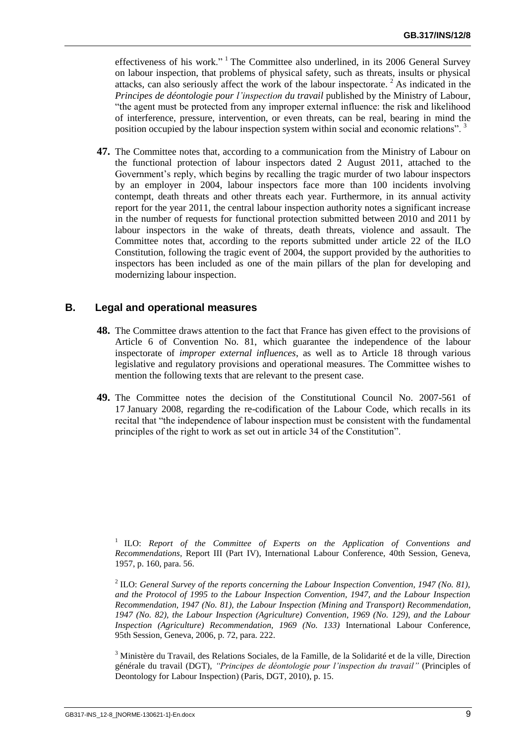effectiveness of his work."[1] The Committee also underlined, in its 2006 General Survey on labour inspection, that problems of physical safety, such as threats, insults or physical attacks, can also seriously affect the work of the labour inspectorate.[2] As indicated in the *Principes de déontologie pour l'inspection du travail* published by the Ministry of Labour, "the agent must be protected from any improper external influence: the risk and likelihood of interference, pressure, intervention, or even threats, can be real, bearing in mind the position occupied by the labour inspection system within social and economic relations".[3]

**47.** The Committee notes that, according to a communication from the Ministry of Labour on the functional protection of labour inspectors dated 2 August 2011, attached to the Government's reply, which begins by recalling the tragic murder of two labour inspectors by an employer in 2004, labour inspectors face more than 100 incidents involving contempt, death threats and other threats each year. Furthermore, in its annual activity report for the year 2011, the central labour inspection authority notes a significant increase in the number of requests for functional protection submitted between 2010 and 2011 by labour inspectors in the wake of threats, death threats, violence and assault. The Committee notes that, according to the reports submitted under article 22 of the ILO Constitution, following the tragic event of 2004, the support provided by the authorities to inspectors has been included as one of the main pillars of the plan for developing and modernizing labour inspection.

## B. Legal and operational measures

**48.** The Committee draws attention to the fact that France has given effect to the provisions of Article 6 of Convention No. 81, which guarantee the independence of the labour inspectorate of *improper external influences*, as well as to Article 18 through various legislative and regulatory provisions and operational measures. The Committee wishes to mention the following texts that are relevant to the present case.

**49.** The Committee notes the decision of the Constitutional Council No. 2007-561 of 17 January 2008, regarding the re-codification of the Labour Code, which recalls in its recital that "the independence of labour inspection must be consistent with the fundamental principles of the right to work as set out in article 34 of the Constitution".

---

[1] ILO: *Report of the Committee of Experts on the Application of Conventions and Recommendations*, Report III (Part IV), International Labour Conference, 40th Session, Geneva, 1957, p. 160, para. 56.

[2] ILO: *General Survey of the reports concerning the Labour Inspection Convention, 1947 (No. 81), and the Protocol of 1995 to the Labour Inspection Convention, 1947, and the Labour Inspection Recommendation, 1947 (No. 81), the Labour Inspection (Mining and Transport) Recommendation, 1947 (No. 82), the Labour Inspection (Agriculture) Convention, 1969 (No. 129), and the Labour Inspection (Agriculture) Recommendation, 1969 (No. 133)* International Labour Conference, 95th Session, Geneva, 2006, p. 72, para. 222.

[3] Ministère du Travail, des Relations Sociales, de la Famille, de la Solidarité et de la ville, Direction générale du travail (DGT), *"Principes de déontologie pour l'inspection du travail"* (Principles of Deontology for Labour Inspection) (Paris, DGT, 2010), p. 15.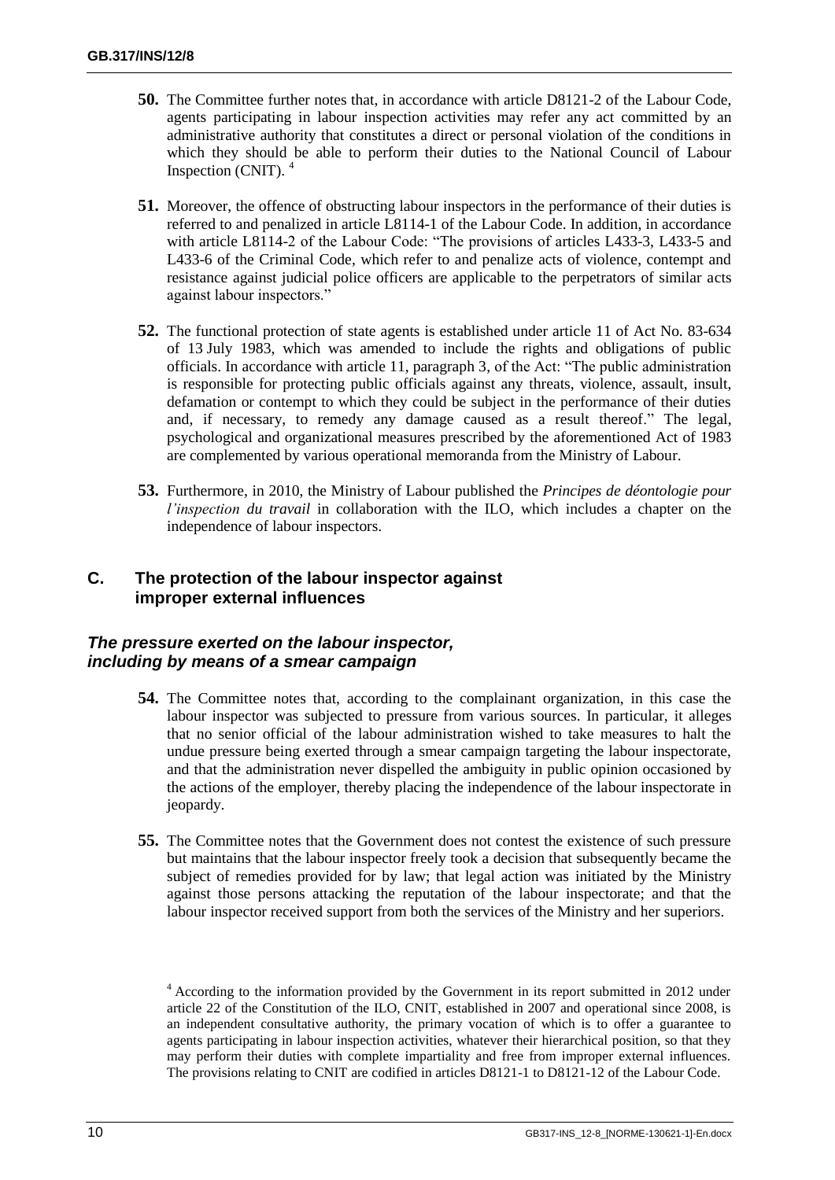**50.** The Committee further notes that, in accordance with article D8121-2 of the Labour Code, agents participating in labour inspection activities may refer any act committed by an administrative authority that constitutes a direct or personal violation of the conditions in which they should be able to perform their duties to the National Council of Labour Inspection (CNIT). [4]

**51.** Moreover, the offence of obstructing labour inspectors in the performance of their duties is referred to and penalized in article L8114-1 of the Labour Code. In addition, in accordance with article L8114-2 of the Labour Code: "The provisions of articles L433-3, L433-5 and L433-6 of the Criminal Code, which refer to and penalize acts of violence, contempt and resistance against judicial police officers are applicable to the perpetrators of similar acts against labour inspectors."

**52.** The functional protection of state agents is established under article 11 of Act No. 83-634 of 13 July 1983, which was amended to include the rights and obligations of public officials. In accordance with article 11, paragraph 3, of the Act: "The public administration is responsible for protecting public officials against any threats, violence, assault, insult, defamation or contempt to which they could be subject in the performance of their duties and, if necessary, to remedy any damage caused as a result thereof." The legal, psychological and organizational measures prescribed by the aforementioned Act of 1983 are complemented by various operational memoranda from the Ministry of Labour.

**53.** Furthermore, in 2010, the Ministry of Labour published the *Principes de déontologie pour l'inspection du travail* in collaboration with the ILO, which includes a chapter on the independence of labour inspectors.

## C. The protection of the labour inspector against improper external influences

### *The pressure exerted on the labour inspector, including by means of a smear campaign*

**54.** The Committee notes that, according to the complainant organization, in this case the labour inspector was subjected to pressure from various sources. In particular, it alleges that no senior official of the labour administration wished to take measures to halt the undue pressure being exerted through a smear campaign targeting the labour inspectorate, and that the administration never dispelled the ambiguity in public opinion occasioned by the actions of the employer, thereby placing the independence of the labour inspectorate in jeopardy.

**55.** The Committee notes that the Government does not contest the existence of such pressure but maintains that the labour inspector freely took a decision that subsequently became the subject of remedies provided for by law; that legal action was initiated by the Ministry against those persons attacking the reputation of the labour inspectorate; and that the labour inspector received support from both the services of the Ministry and her superiors.

[4] According to the information provided by the Government in its report submitted in 2012 under article 22 of the Constitution of the ILO, CNIT, established in 2007 and operational since 2008, is an independent consultative authority, the primary vocation of which is to offer a guarantee to agents participating in labour inspection activities, whatever their hierarchical position, so that they may perform their duties with complete impartiality and free from improper external influences. The provisions relating to CNIT are codified in articles D8121-1 to D8121-12 of the Labour Code.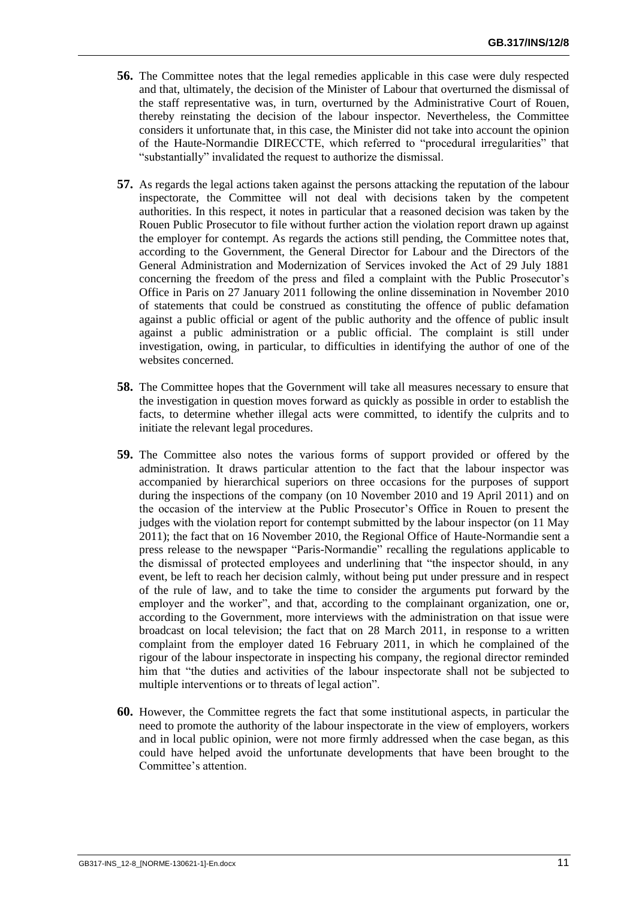**56.** The Committee notes that the legal remedies applicable in this case were duly respected and that, ultimately, the decision of the Minister of Labour that overturned the dismissal of the staff representative was, in turn, overturned by the Administrative Court of Rouen, thereby reinstating the decision of the labour inspector. Nevertheless, the Committee considers it unfortunate that, in this case, the Minister did not take into account the opinion of the Haute-Normandie DIRECCTE, which referred to "procedural irregularities" that "substantially" invalidated the request to authorize the dismissal.

**57.** As regards the legal actions taken against the persons attacking the reputation of the labour inspectorate, the Committee will not deal with decisions taken by the competent authorities. In this respect, it notes in particular that a reasoned decision was taken by the Rouen Public Prosecutor to file without further action the violation report drawn up against the employer for contempt. As regards the actions still pending, the Committee notes that, according to the Government, the General Director for Labour and the Directors of the General Administration and Modernization of Services invoked the Act of 29 July 1881 concerning the freedom of the press and filed a complaint with the Public Prosecutor's Office in Paris on 27 January 2011 following the online dissemination in November 2010 of statements that could be construed as constituting the offence of public defamation against a public official or agent of the public authority and the offence of public insult against a public administration or a public official. The complaint is still under investigation, owing, in particular, to difficulties in identifying the author of one of the websites concerned.

**58.** The Committee hopes that the Government will take all measures necessary to ensure that the investigation in question moves forward as quickly as possible in order to establish the facts, to determine whether illegal acts were committed, to identify the culprits and to initiate the relevant legal procedures.

**59.** The Committee also notes the various forms of support provided or offered by the administration. It draws particular attention to the fact that the labour inspector was accompanied by hierarchical superiors on three occasions for the purposes of support during the inspections of the company (on 10 November 2010 and 19 April 2011) and on the occasion of the interview at the Public Prosecutor's Office in Rouen to present the judges with the violation report for contempt submitted by the labour inspector (on 11 May 2011); the fact that on 16 November 2010, the Regional Office of Haute-Normandie sent a press release to the newspaper "Paris-Normandie" recalling the regulations applicable to the dismissal of protected employees and underlining that "the inspector should, in any event, be left to reach her decision calmly, without being put under pressure and in respect of the rule of law, and to take the time to consider the arguments put forward by the employer and the worker", and that, according to the complainant organization, one or, according to the Government, more interviews with the administration on that issue were broadcast on local television; the fact that on 28 March 2011, in response to a written complaint from the employer dated 16 February 2011, in which he complained of the rigour of the labour inspectorate in inspecting his company, the regional director reminded him that "the duties and activities of the labour inspectorate shall not be subjected to multiple interventions or to threats of legal action".

**60.** However, the Committee regrets the fact that some institutional aspects, in particular the need to promote the authority of the labour inspectorate in the view of employers, workers and in local public opinion, were not more firmly addressed when the case began, as this could have helped avoid the unfortunate developments that have been brought to the Committee's attention.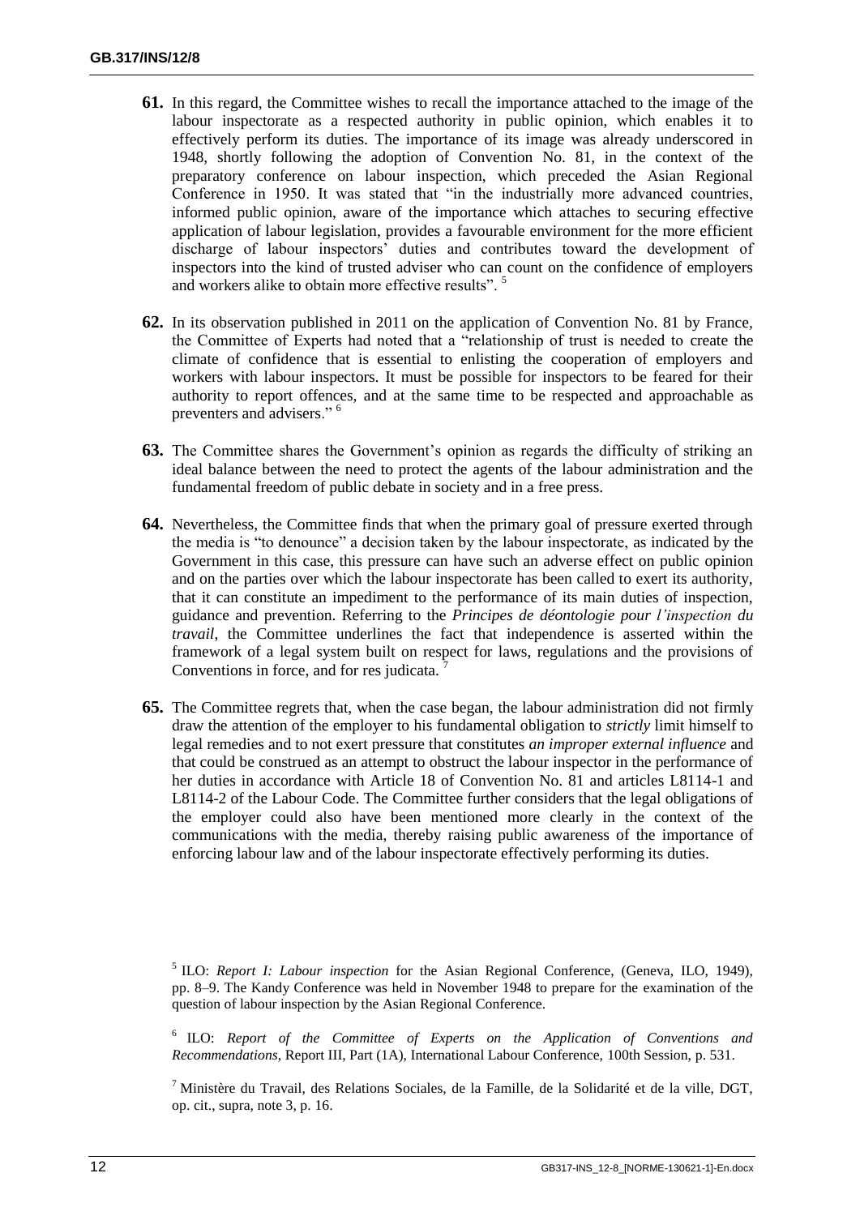**61.** In this regard, the Committee wishes to recall the importance attached to the image of the labour inspectorate as a respected authority in public opinion, which enables it to effectively perform its duties. The importance of its image was already underscored in 1948, shortly following the adoption of Convention No. 81, in the context of the preparatory conference on labour inspection, which preceded the Asian Regional Conference in 1950. It was stated that "in the industrially more advanced countries, informed public opinion, aware of the importance which attaches to securing effective application of labour legislation, provides a favourable environment for the more efficient discharge of labour inspectors' duties and contributes toward the development of inspectors into the kind of trusted adviser who can count on the confidence of employers and workers alike to obtain more effective results". [5]

**62.** In its observation published in 2011 on the application of Convention No. 81 by France, the Committee of Experts had noted that a "relationship of trust is needed to create the climate of confidence that is essential to enlisting the cooperation of employers and workers with labour inspectors. It must be possible for inspectors to be feared for their authority to report offences, and at the same time to be respected and approachable as preventers and advisers." [6]

**63.** The Committee shares the Government's opinion as regards the difficulty of striking an ideal balance between the need to protect the agents of the labour administration and the fundamental freedom of public debate in society and in a free press.

**64.** Nevertheless, the Committee finds that when the primary goal of pressure exerted through the media is "to denounce" a decision taken by the labour inspectorate, as indicated by the Government in this case, this pressure can have such an adverse effect on public opinion and on the parties over which the labour inspectorate has been called to exert its authority, that it can constitute an impediment to the performance of its main duties of inspection, guidance and prevention. Referring to the *Principes de déontologie pour l'inspection du travail*, the Committee underlines the fact that independence is asserted within the framework of a legal system built on respect for laws, regulations and the provisions of Conventions in force, and for res judicata. [7]

**65.** The Committee regrets that, when the case began, the labour administration did not firmly draw the attention of the employer to his fundamental obligation to *strictly* limit himself to legal remedies and to not exert pressure that constitutes *an improper external influence* and that could be construed as an attempt to obstruct the labour inspector in the performance of her duties in accordance with Article 18 of Convention No. 81 and articles L8114-1 and L8114-2 of the Labour Code. The Committee further considers that the legal obligations of the employer could also have been mentioned more clearly in the context of the communications with the media, thereby raising public awareness of the importance of enforcing labour law and of the labour inspectorate effectively performing its duties.

---

[5] ILO: *Report I: Labour inspection* for the Asian Regional Conference, (Geneva, ILO, 1949), pp. 8–9. The Kandy Conference was held in November 1948 to prepare for the examination of the question of labour inspection by the Asian Regional Conference.

[6] ILO: *Report of the Committee of Experts on the Application of Conventions and Recommendations*, Report III, Part (1A), International Labour Conference, 100th Session, p. 531.

[7] Ministère du Travail, des Relations Sociales, de la Famille, de la Solidarité et de la ville, DGT, op. cit., supra, note 3, p. 16.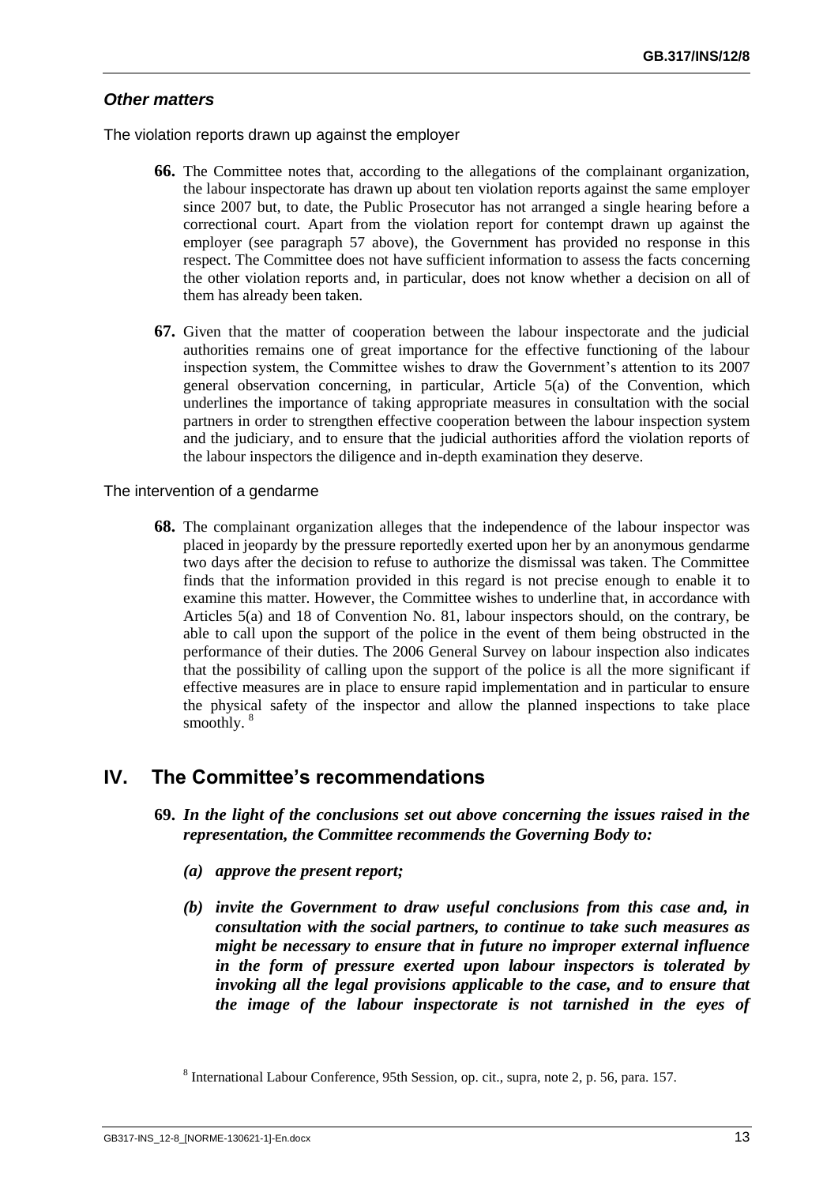### *Other matters*

The violation reports drawn up against the employer

**66.** The Committee notes that, according to the allegations of the complainant organization, the labour inspectorate has drawn up about ten violation reports against the same employer since 2007 but, to date, the Public Prosecutor has not arranged a single hearing before a correctional court. Apart from the violation report for contempt drawn up against the employer (see paragraph 57 above), the Government has provided no response in this respect. The Committee does not have sufficient information to assess the facts concerning the other violation reports and, in particular, does not know whether a decision on all of them has already been taken.

**67.** Given that the matter of cooperation between the labour inspectorate and the judicial authorities remains one of great importance for the effective functioning of the labour inspection system, the Committee wishes to draw the Government's attention to its 2007 general observation concerning, in particular, Article 5(a) of the Convention, which underlines the importance of taking appropriate measures in consultation with the social partners in order to strengthen effective cooperation between the labour inspection system and the judiciary, and to ensure that the judicial authorities afford the violation reports of the labour inspectors the diligence and in-depth examination they deserve.

The intervention of a gendarme

**68.** The complainant organization alleges that the independence of the labour inspector was placed in jeopardy by the pressure reportedly exerted upon her by an anonymous gendarme two days after the decision to refuse to authorize the dismissal was taken. The Committee finds that the information provided in this regard is not precise enough to enable it to examine this matter. However, the Committee wishes to underline that, in accordance with Articles 5(a) and 18 of Convention No. 81, labour inspectors should, on the contrary, be able to call upon the support of the police in the event of them being obstructed in the performance of their duties. The 2006 General Survey on labour inspection also indicates that the possibility of calling upon the support of the police is all the more significant if effective measures are in place to ensure rapid implementation and in particular to ensure the physical safety of the inspector and allow the planned inspections to take place smoothly. [8]

## IV. The Committee's recommendations

**69.** ***In the light of the conclusions set out above concerning the issues raised in the representation, the Committee recommends the Governing Body to:***

- ***(a) approve the present report;***
- ***(b) invite the Government to draw useful conclusions from this case and, in consultation with the social partners, to continue to take such measures as might be necessary to ensure that in future no improper external influence in the form of pressure exerted upon labour inspectors is tolerated by invoking all the legal provisions applicable to the case, and to ensure that the image of the labour inspectorate is not tarnished in the eyes of***

[8] International Labour Conference, 95th Session, op. cit., supra, note 2, p. 56, para. 157.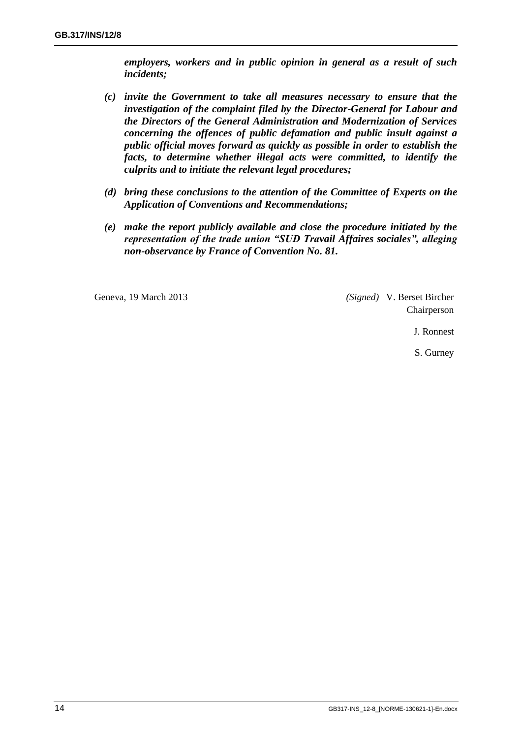***employers, workers and in public opinion in general as a result of such incidents;***

***(c) invite the Government to take all measures necessary to ensure that the investigation of the complaint filed by the Director-General for Labour and the Directors of the General Administration and Modernization of Services concerning the offences of public defamation and public insult against a public official moves forward as quickly as possible in order to establish the facts, to determine whether illegal acts were committed, to identify the culprits and to initiate the relevant legal procedures;***

***(d) bring these conclusions to the attention of the Committee of Experts on the Application of Conventions and Recommendations;***

***(e) make the report publicly available and close the procedure initiated by the representation of the trade union "SUD Travail Affaires sociales", alleging non-observance by France of Convention No. 81.***

Geneva, 19 March 2013

*(Signed)* V. Berset Bircher
Chairperson

J. Ronnest

S. Gurney